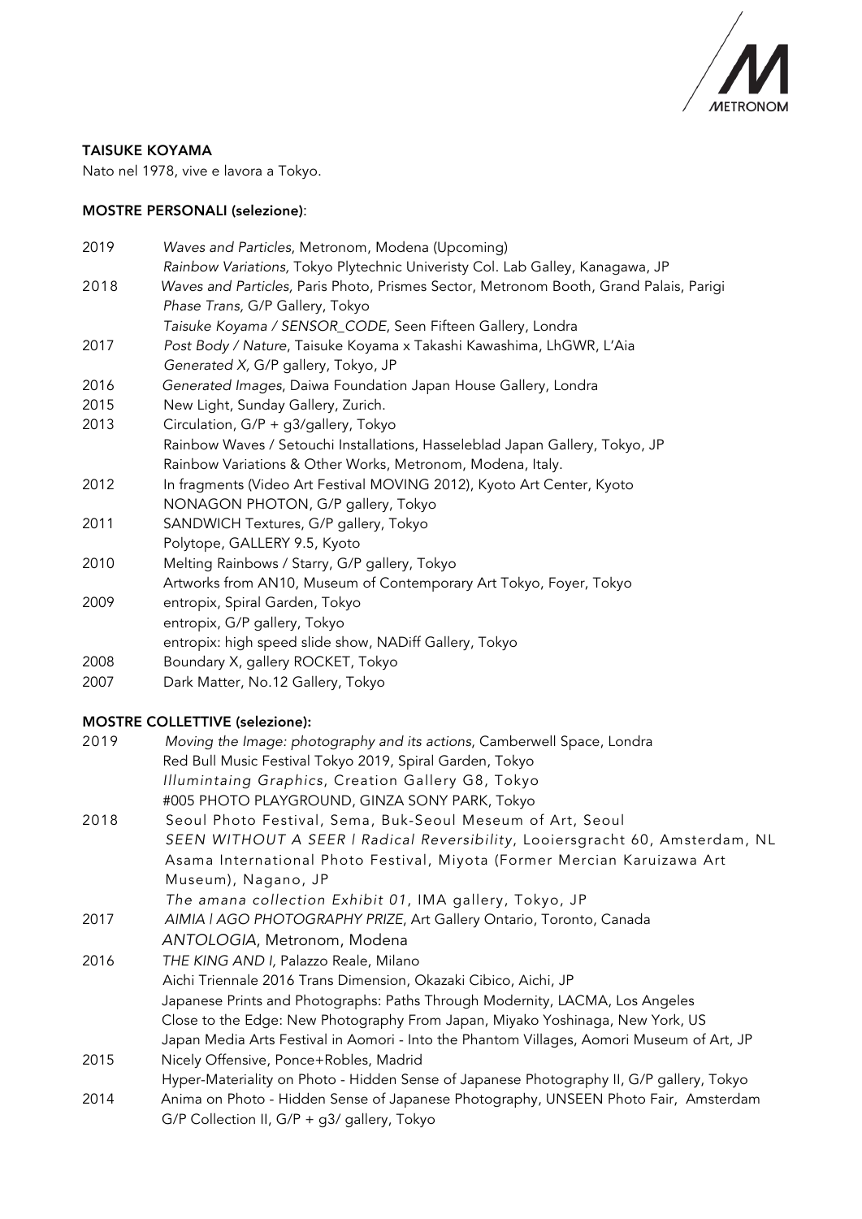# TAISUKE KOYAMA

Nato nel 1978, vive e lavora a Tokyo.

## MOSTRE PERSONALI (selezione):

2019 *Waves and Particles*, Metronom, Modena (Upcoming)
*Rainbow Variations,* Tokyo Plytechnic Univeristy Col. Lab Galley, Kanagawa, JP

2018 *Waves and Particles,* Paris Photo, Prismes Sector, Metronom Booth, Grand Palais, Parigi
*Phase Trans,* G/P Gallery, Tokyo
*Taisuke Koyama / SENSOR_CODE*, Seen Fifteen Gallery, Londra

2017 *Post Body / Nature*, Taisuke Koyama x Takashi Kawashima, LhGWR, L'Aia
*Generated X,* G/P gallery, Tokyo, JP

2016 *Generated Images*, Daiwa Foundation Japan House Gallery, Londra

2015 New Light, Sunday Gallery, Zurich.

2013 Circulation, G/P + g3/gallery, Tokyo
Rainbow Waves / Setouchi Installations, Hasseleblad Japan Gallery, Tokyo, JP
Rainbow Variations & Other Works, Metronom, Modena, Italy.

2012 In fragments (Video Art Festival MOVING 2012), Kyoto Art Center, Kyoto
NONAGON PHOTON, G/P gallery, Tokyo

2011 SANDWICH Textures, G/P gallery, Tokyo
Polytope, GALLERY 9.5, Kyoto

2010 Melting Rainbows / Starry, G/P gallery, Tokyo
Artworks from AN10, Museum of Contemporary Art Tokyo, Foyer, Tokyo

2009 entropix, Spiral Garden, Tokyo
entropix, G/P gallery, Tokyo
entropix: high speed slide show, NADiff Gallery, Tokyo

2008 Boundary X, gallery ROCKET, Tokyo

2007 Dark Matter, No.12 Gallery, Tokyo

## MOSTRE COLLETTIVE (selezione):

2019 *Moving the Image: photography and its actions*, Camberwell Space, Londra
Red Bull Music Festival Tokyo 2019, Spiral Garden, Tokyo
*Illumintaing Graphics*, Creation Gallery G8, Tokyo
#005 PHOTO PLAYGROUND, GINZA SONY PARK, Tokyo

2018 Seoul Photo Festival, Sema, Buk-Seoul Meseum of Art, Seoul
*SEEN WITHOUT A SEER | Radical Reversibility*, Looiersgracht 60, Amsterdam, NL
Asama International Photo Festival, Miyota (Former Mercian Karuizawa Art Museum), Nagano, JP
*The amana collection Exhibit 01*, IMA gallery, Tokyo, JP

2017 *AIMIA | AGO PHOTOGRAPHY PRIZE*, Art Gallery Ontario, Toronto, Canada
*ANTOLOGIA*, Metronom, Modena

2016 *THE KING AND I,* Palazzo Reale, Milano
Aichi Triennale 2016 Trans Dimension, Okazaki Cibico, Aichi, JP
Japanese Prints and Photographs: Paths Through Modernity, LACMA, Los Angeles
Close to the Edge: New Photography From Japan, Miyako Yoshinaga, New York, US
Japan Media Arts Festival in Aomori - Into the Phantom Villages, Aomori Museum of Art, JP

2015 Nicely Offensive, Ponce+Robles, Madrid
Hyper-Materiality on Photo - Hidden Sense of Japanese Photography II, G/P gallery, Tokyo

2014 Anima on Photo - Hidden Sense of Japanese Photography, UNSEEN Photo Fair, Amsterdam
G/P Collection II, G/P + g3/ gallery, Tokyo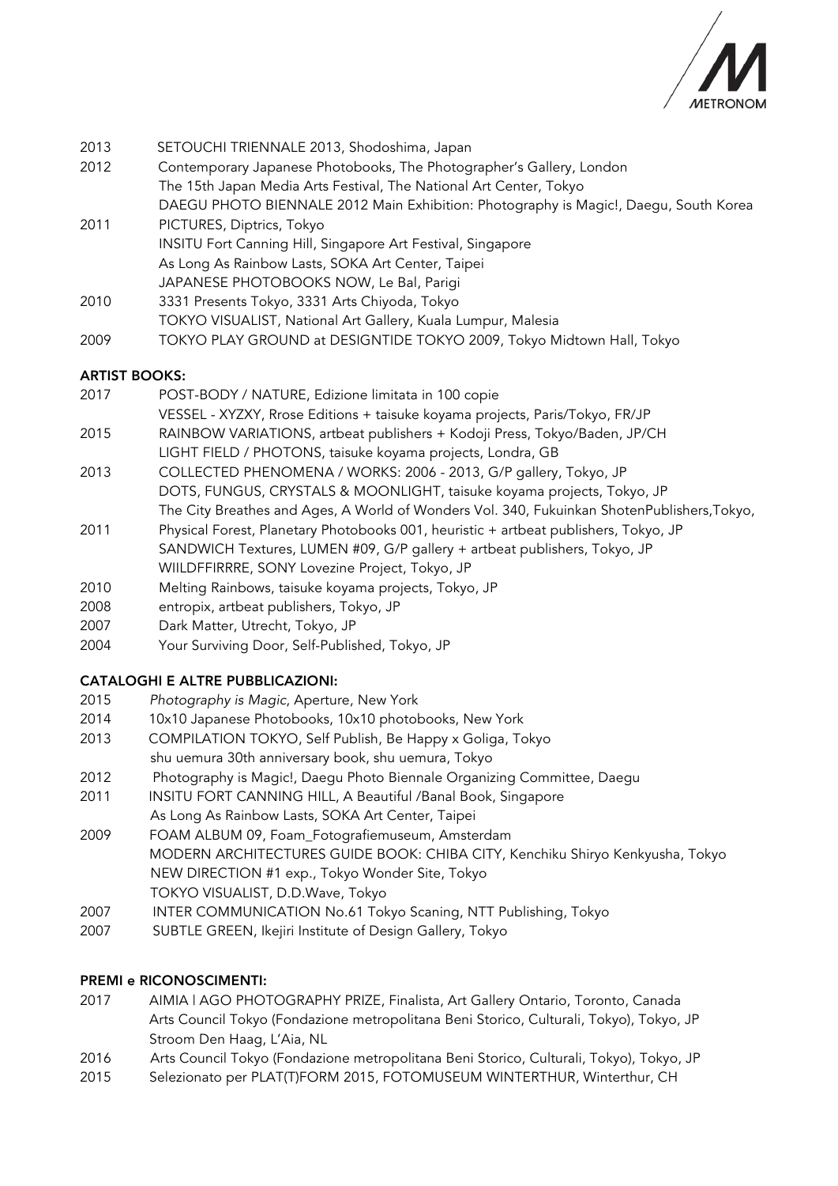2013 SETOUCHI TRIENNALE 2013, Shodoshima, Japan
2012 Contemporary Japanese Photobooks, The Photographer's Gallery, London
The 15th Japan Media Arts Festival, The National Art Center, Tokyo
DAEGU PHOTO BIENNALE 2012 Main Exhibition: Photography is Magic!, Daegu, South Korea
2011 PICTURES, Diptrics, Tokyo
INSITU Fort Canning Hill, Singapore Art Festival, Singapore
As Long As Rainbow Lasts, SOKA Art Center, Taipei
JAPANESE PHOTOBOOKS NOW, Le Bal, Parigi
2010 3331 Presents Tokyo, 3331 Arts Chiyoda, Tokyo
TOKYO VISUALIST, National Art Gallery, Kuala Lumpur, Malesia
2009 TOKYO PLAY GROUND at DESIGNTIDE TOKYO 2009, Tokyo Midtown Hall, Tokyo

**ARTIST BOOKS:**

2017 POST-BODY / NATURE, Edizione limitata in 100 copie
VESSEL - XYZXY, Rrose Editions + taisuke koyama projects, Paris/Tokyo, FR/JP
2015 RAINBOW VARIATIONS, artbeat publishers + Kodoji Press, Tokyo/Baden, JP/CH
LIGHT FIELD / PHOTONS, taisuke koyama projects, Londra, GB
2013 COLLECTED PHENOMENA / WORKS: 2006 - 2013, G/P gallery, Tokyo, JP
DOTS, FUNGUS, CRYSTALS & MOONLIGHT, taisuke koyama projects, Tokyo, JP
The City Breathes and Ages, A World of Wonders Vol. 340, Fukuinkan ShotenPublishers,Tokyo,
2011 Physical Forest, Planetary Photobooks 001, heuristic + artbeat publishers, Tokyo, JP
SANDWICH Textures, LUMEN #09, G/P gallery + artbeat publishers, Tokyo, JP
WIILDFFIRRRE, SONY Lovezine Project, Tokyo, JP
2010 Melting Rainbows, taisuke koyama projects, Tokyo, JP
2008 entropix, artbeat publishers, Tokyo, JP
2007 Dark Matter, Utrecht, Tokyo, JP
2004 Your Surviving Door, Self-Published, Tokyo, JP

**CATALOGHI E ALTRE PUBBLICAZIONI:**

2015 *Photography is Magic*, Aperture, New York
2014 10x10 Japanese Photobooks, 10x10 photobooks, New York
2013 COMPILATION TOKYO, Self Publish, Be Happy x Goliga, Tokyo
shu uemura 30th anniversary book, shu uemura, Tokyo
2012 Photography is Magic!, Daegu Photo Biennale Organizing Committee, Daegu
2011 INSITU FORT CANNING HILL, A Beautiful /Banal Book, Singapore
As Long As Rainbow Lasts, SOKA Art Center, Taipei
2009 FOAM ALBUM 09, Foam_Fotografiemuseum, Amsterdam
MODERN ARCHITECTURES GUIDE BOOK: CHIBA CITY, Kenchiku Shiryo Kenkyusha, Tokyo
NEW DIRECTION #1 exp., Tokyo Wonder Site, Tokyo
TOKYO VISUALIST, D.D.Wave, Tokyo
2007 INTER COMMUNICATION No.61 Tokyo Scaning, NTT Publishing, Tokyo
2007 SUBTLE GREEN, Ikejiri Institute of Design Gallery, Tokyo

**PREMI e RICONOSCIMENTI:**

2017 AIMIA | AGO PHOTOGRAPHY PRIZE, Finalista, Art Gallery Ontario, Toronto, Canada
Arts Council Tokyo (Fondazione metropolitana Beni Storico, Culturali, Tokyo), Tokyo, JP
Stroom Den Haag, L'Aia, NL
2016 Arts Council Tokyo (Fondazione metropolitana Beni Storico, Culturali, Tokyo), Tokyo, JP
2015 Selezionato per PLAT(T)FORM 2015, FOTOMUSEUM WINTERTHUR, Winterthur, CH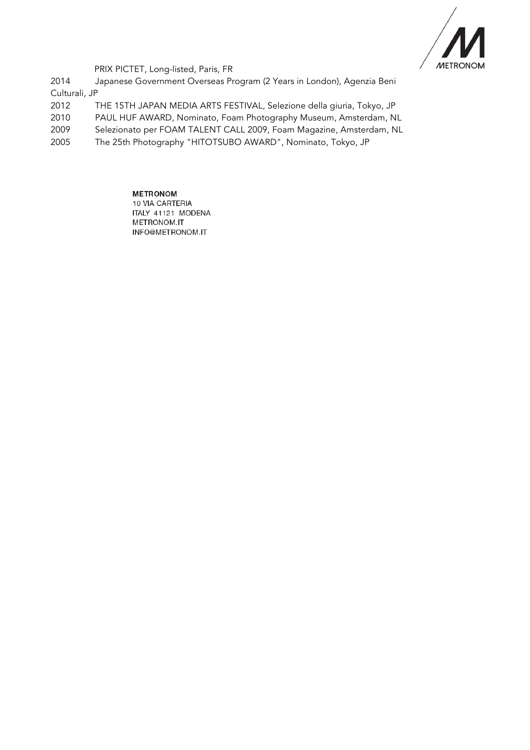PRIX PICTET, Long-listed, Paris, FR

2014 Japanese Government Overseas Program (2 Years in London), Agenzia Beni Culturali, JP

2012 THE 15TH JAPAN MEDIA ARTS FESTIVAL, Selezione della giuria, Tokyo, JP

2010 PAUL HUF AWARD, Nominato, Foam Photography Museum, Amsterdam, NL

2009 Selezionato per FOAM TALENT CALL 2009, Foam Magazine, Amsterdam, NL

2005 The 25th Photography "HITOTSUBO AWARD", Nominato, Tokyo, JP

**METRONOM**
10 VIA CARTERIA
ITALY 41121 MODENA
METRONOM.IT
INFO@METRONOM.IT